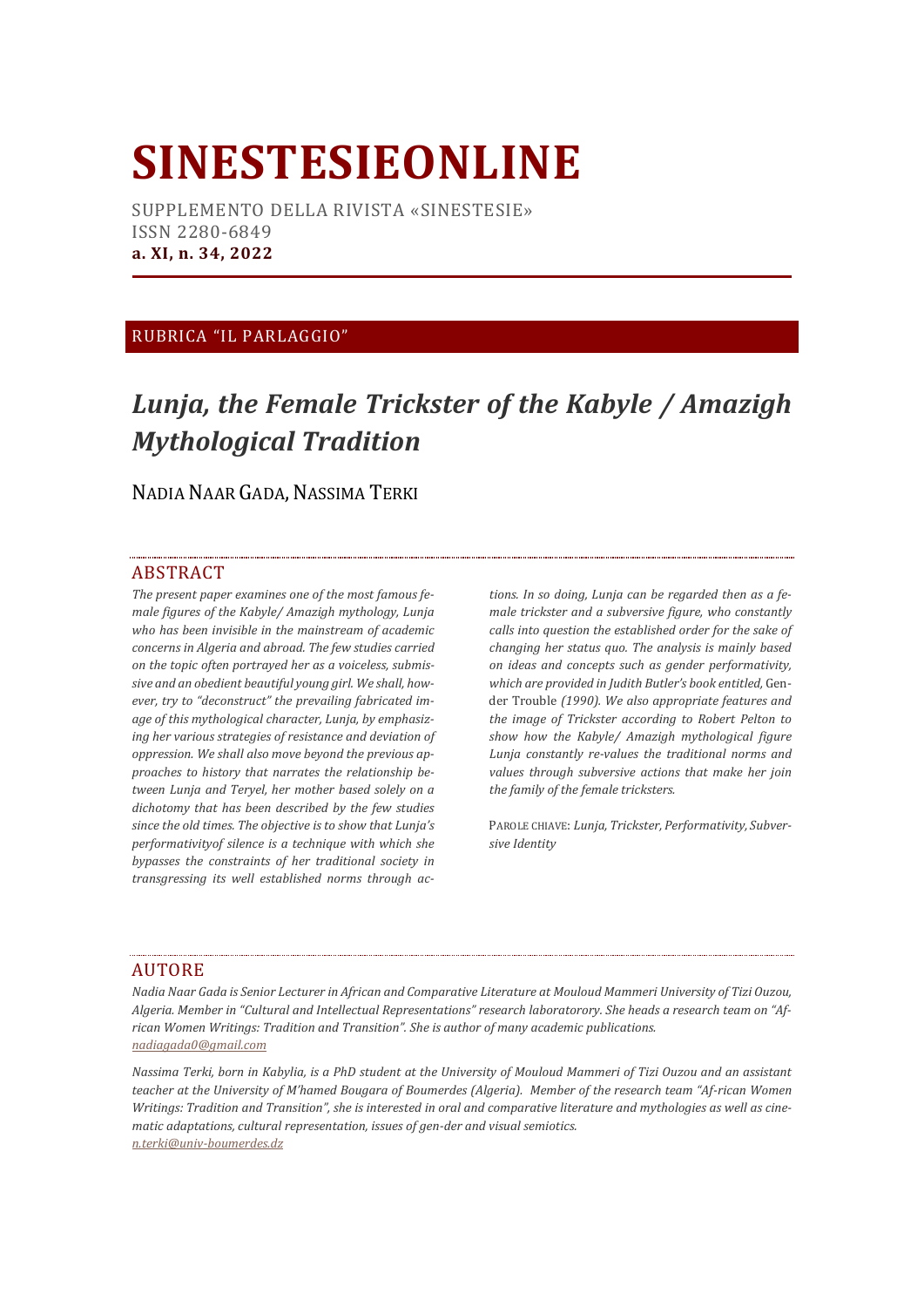# SINESTESIEONLINE

SUPPLEMENTO DELLA RIVISTA «SINESTESIE»
ISSN 2280-6849
**a. XI, n. 34, 2022**

RUBRICA "IL PARLAGGIO"

# *Lunja, the Female Trickster of the Kabyle / Amazigh Mythological Tradition*

NADIA NAAR GADA, NASSIMA TERKI

## ABSTRACT

*The present paper examines one of the most famous female figures of the Kabyle/ Amazigh mythology, Lunja who has been invisible in the mainstream of academic concerns in Algeria and abroad. The few studies carried on the topic often portrayed her as a voiceless, submissive and an obedient beautiful young girl. We shall, however, try to "deconstruct" the prevailing fabricated image of this mythological character, Lunja, by emphasizing her various strategies of resistance and deviation of oppression. We shall also move beyond the previous approaches to history that narrates the relationship between Lunja and Teryel, her mother based solely on a dichotomy that has been described by the few studies since the old times. The objective is to show that Lunja's performativityof silence is a technique with which she bypasses the constraints of her traditional society in transgressing its well established norms through actions. In so doing, Lunja can be regarded then as a female trickster and a subversive figure, who constantly calls into question the established order for the sake of changing her status quo. The analysis is mainly based on ideas and concepts such as gender performativity, which are provided in Judith Butler's book entitled,* Gender Trouble *(1990). We also appropriate features and the image of Trickster according to Robert Pelton to show how the Kabyle/ Amazigh mythological figure Lunja constantly re-values the traditional norms and values through subversive actions that make her join the family of the female tricksters.*

PAROLE CHIAVE: *Lunja, Trickster, Performativity, Subversive Identity*

## AUTORE

*Nadia Naar Gada is Senior Lecturer in African and Comparative Literature at Mouloud Mammeri University of Tizi Ouzou, Algeria. Member in "Cultural and Intellectual Representations" research laboratorory. She heads a research team on "African Women Writings: Tradition and Transition". She is author of many academic publications.*
*nadiagada0@gmail.com*

*Nassima Terki, born in Kabylia, is a PhD student at the University of Mouloud Mammeri of Tizi Ouzou and an assistant teacher at the University of M'hamed Bougara of Boumerdes (Algeria). Member of the research team "Af-rican Women Writings: Tradition and Transition", she is interested in oral and comparative literature and mythologies as well as cinematic adaptations, cultural representation, issues of gen-der and visual semiotics.*
*n.terki@univ-boumerdes.dz*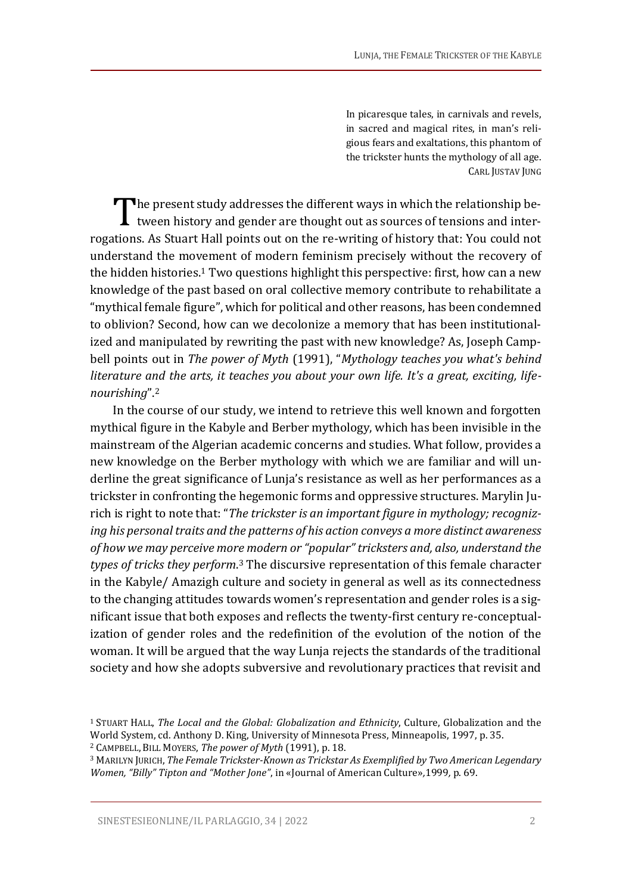In picaresque tales, in carnivals and revels, in sacred and magical rites, in man's religious fears and exaltations, this phantom of the trickster hunts the mythology of all age.
CARL JUSTAV JUNG

The present study addresses the different ways in which the relationship between history and gender are thought out as sources of tensions and interrogations. As Stuart Hall points out on the re-writing of history that: You could not understand the movement of modern feminism precisely without the recovery of the hidden histories.[1] Two questions highlight this perspective: first, how can a new knowledge of the past based on oral collective memory contribute to rehabilitate a "mythical female figure", which for political and other reasons, has been condemned to oblivion? Second, how can we decolonize a memory that has been institutionalized and manipulated by rewriting the past with new knowledge? As, Joseph Campbell points out in *The power of Myth* (1991), "*Mythology teaches you what's behind literature and the arts, it teaches you about your own life. It's a great, exciting, life-nourishing*".[2]

In the course of our study, we intend to retrieve this well known and forgotten mythical figure in the Kabyle and Berber mythology, which has been invisible in the mainstream of the Algerian academic concerns and studies. What follow, provides a new knowledge on the Berber mythology with which we are familiar and will underline the great significance of Lunja's resistance as well as her performances as a trickster in confronting the hegemonic forms and oppressive structures. Marylin Jurich is right to note that: "*The trickster is an important figure in mythology; recognizing his personal traits and the patterns of his action conveys a more distinct awareness of how we may perceive more modern or "popular" tricksters and, also, understand the types of tricks they perform.*[3] The discursive representation of this female character in the Kabyle/ Amazigh culture and society in general as well as its connectedness to the changing attitudes towards women's representation and gender roles is a significant issue that both exposes and reflects the twenty-first century re-conceptualization of gender roles and the redefinition of the evolution of the notion of the woman. It will be argued that the way Lunja rejects the standards of the traditional society and how she adopts subversive and revolutionary practices that revisit and

---

[1] STUART HALL, *The Local and the Global: Globalization and Ethnicity*, Culture, Globalization and the World System, cd. Anthony D. King, University of Minnesota Press, Minneapolis, 1997, p. 35.

[2] CAMPBELL, BILL MOYERS, *The power of Myth* (1991), p. 18.

[3] MARILYN JURICH, *The Female Trickster-Known as Trickstar As Exemplified by Two American Legendary Women, "Billy" Tipton and "Mother Jone"*, in «Journal of American Culture»,1999, p. 69.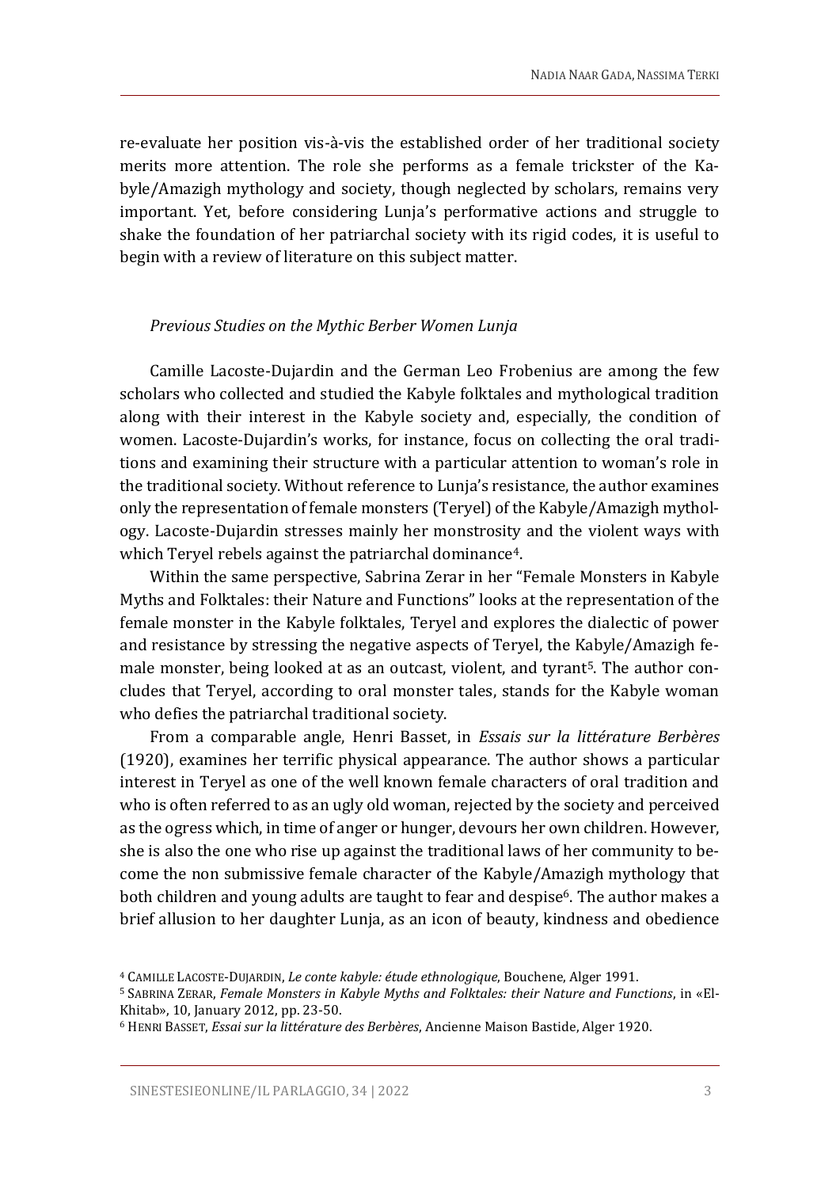re-evaluate her position vis-à-vis the established order of her traditional society merits more attention. The role she performs as a female trickster of the Kabyle/Amazigh mythology and society, though neglected by scholars, remains very important. Yet, before considering Lunja's performative actions and struggle to shake the foundation of her patriarchal society with its rigid codes, it is useful to begin with a review of literature on this subject matter.

### *Previous Studies on the Mythic Berber Women Lunja*

Camille Lacoste-Dujardin and the German Leo Frobenius are among the few scholars who collected and studied the Kabyle folktales and mythological tradition along with their interest in the Kabyle society and, especially, the condition of women. Lacoste-Dujardin's works, for instance, focus on collecting the oral traditions and examining their structure with a particular attention to woman's role in the traditional society. Without reference to Lunja's resistance, the author examines only the representation of female monsters (Teryel) of the Kabyle/Amazigh mythology. Lacoste-Dujardin stresses mainly her monstrosity and the violent ways with which Teryel rebels against the patriarchal dominance[4].

Within the same perspective, Sabrina Zerar in her "Female Monsters in Kabyle Myths and Folktales: their Nature and Functions" looks at the representation of the female monster in the Kabyle folktales, Teryel and explores the dialectic of power and resistance by stressing the negative aspects of Teryel, the Kabyle/Amazigh female monster, being looked at as an outcast, violent, and tyrant[5]. The author concludes that Teryel, according to oral monster tales, stands for the Kabyle woman who defies the patriarchal traditional society.

From a comparable angle, Henri Basset, in *Essais sur la littérature Berbères* (1920), examines her terrific physical appearance. The author shows a particular interest in Teryel as one of the well known female characters of oral tradition and who is often referred to as an ugly old woman, rejected by the society and perceived as the ogress which, in time of anger or hunger, devours her own children. However, she is also the one who rise up against the traditional laws of her community to become the non submissive female character of the Kabyle/Amazigh mythology that both children and young adults are taught to fear and despise[6]. The author makes a brief allusion to her daughter Lunja, as an icon of beauty, kindness and obedience

[4] CAMILLE LACOSTE-DUJARDIN, *Le conte kabyle: étude ethnologique*, Bouchene, Alger 1991.

[5] SABRINA ZERAR, *Female Monsters in Kabyle Myths and Folktales: their Nature and Functions*, in «El-Khitab», 10, January 2012, pp. 23-50.

[6] HENRI BASSET, *Essai sur la littérature des Berbères*, Ancienne Maison Bastide, Alger 1920.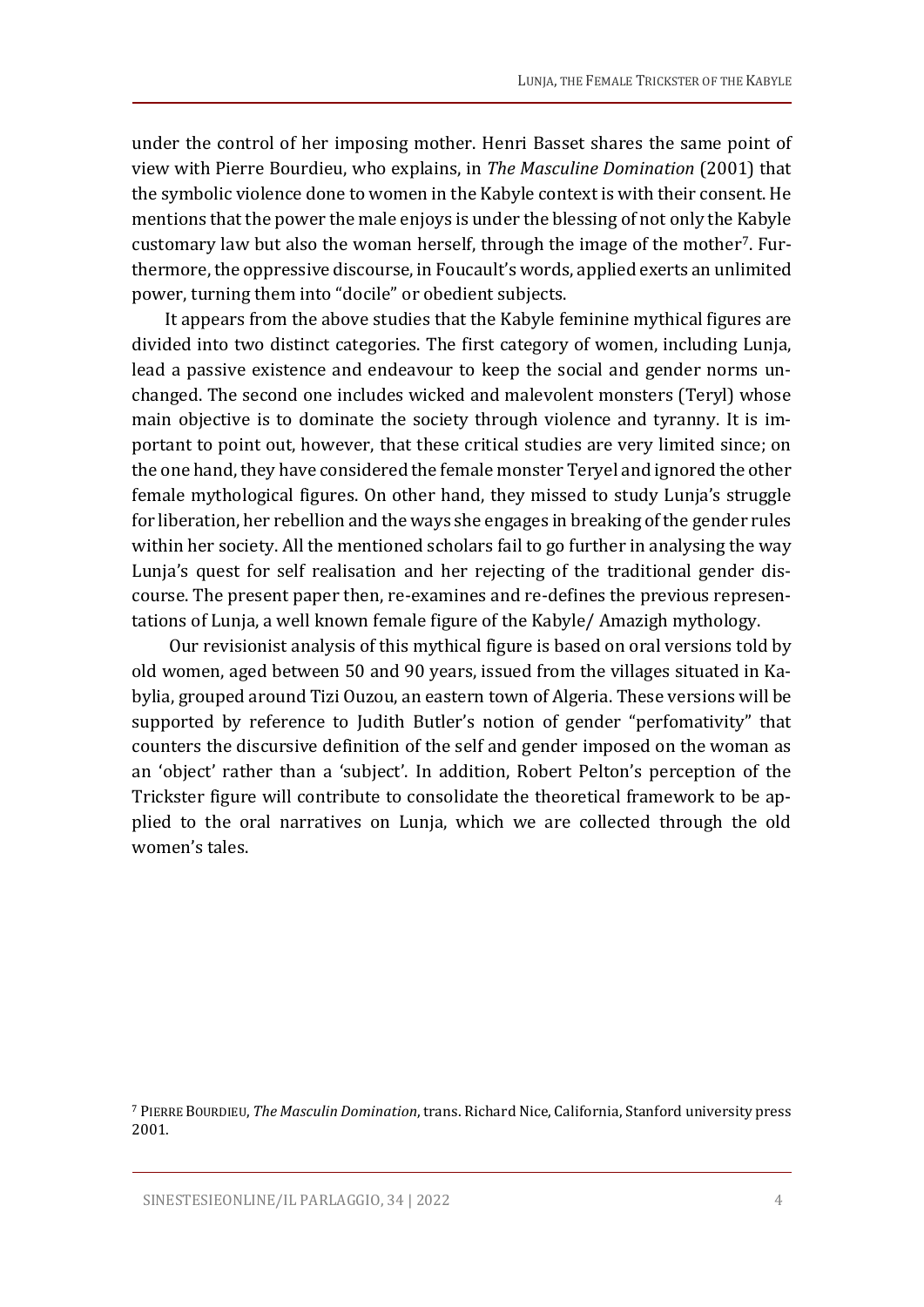under the control of her imposing mother. Henri Basset shares the same point of view with Pierre Bourdieu, who explains, in *The Masculine Domination* (2001) that the symbolic violence done to women in the Kabyle context is with their consent. He mentions that the power the male enjoys is under the blessing of not only the Kabyle customary law but also the woman herself, through the image of the mother[7]. Furthermore, the oppressive discourse, in Foucault's words, applied exerts an unlimited power, turning them into "docile" or obedient subjects.

It appears from the above studies that the Kabyle feminine mythical figures are divided into two distinct categories. The first category of women, including Lunja, lead a passive existence and endeavour to keep the social and gender norms unchanged. The second one includes wicked and malevolent monsters (Teryl) whose main objective is to dominate the society through violence and tyranny. It is important to point out, however, that these critical studies are very limited since; on the one hand, they have considered the female monster Teryel and ignored the other female mythological figures. On other hand, they missed to study Lunja's struggle for liberation, her rebellion and the ways she engages in breaking of the gender rules within her society. All the mentioned scholars fail to go further in analysing the way Lunja's quest for self realisation and her rejecting of the traditional gender discourse. The present paper then, re-examines and re-defines the previous representations of Lunja, a well known female figure of the Kabyle/ Amazigh mythology.

Our revisionist analysis of this mythical figure is based on oral versions told by old women, aged between 50 and 90 years, issued from the villages situated in Kabylia, grouped around Tizi Ouzou, an eastern town of Algeria. These versions will be supported by reference to Judith Butler's notion of gender "perfomativity" that counters the discursive definition of the self and gender imposed on the woman as an 'object' rather than a 'subject'. In addition, Robert Pelton's perception of the Trickster figure will contribute to consolidate the theoretical framework to be applied to the oral narratives on Lunja, which we are collected through the old women's tales.

[7] PIERRE BOURDIEU, *The Masculin Domination*, trans. Richard Nice, California, Stanford university press 2001.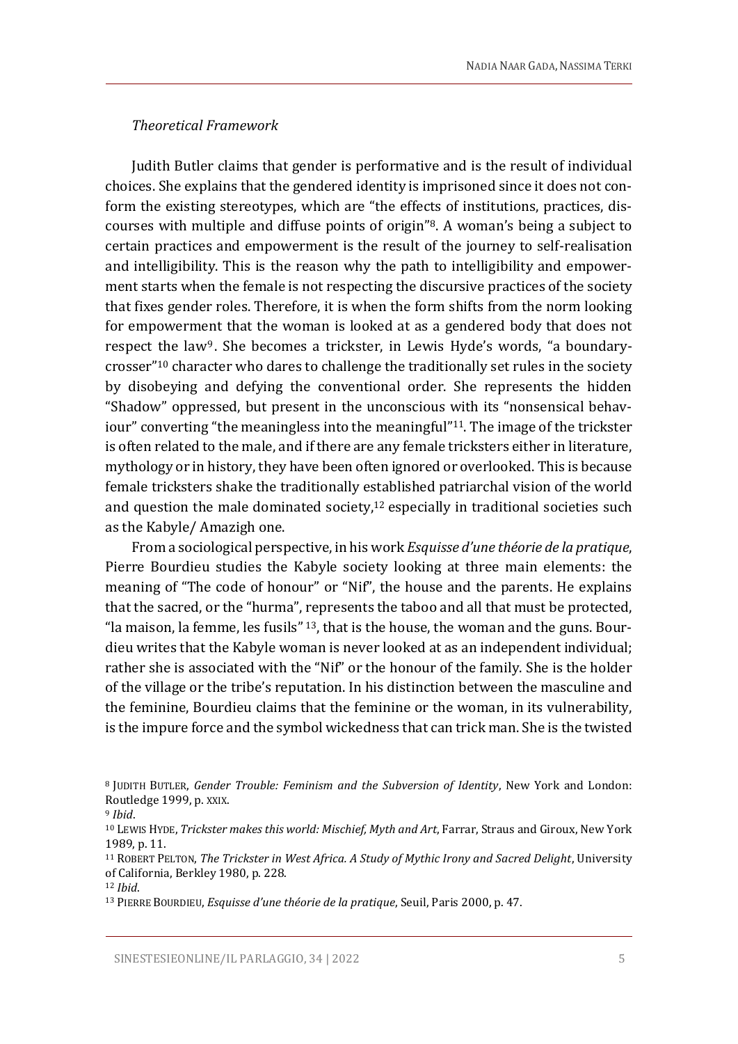*Theoretical Framework*

Judith Butler claims that gender is performative and is the result of individual choices. She explains that the gendered identity is imprisoned since it does not conform the existing stereotypes, which are "the effects of institutions, practices, discourses with multiple and diffuse points of origin"[8]. A woman's being a subject to certain practices and empowerment is the result of the journey to self-realisation and intelligibility. This is the reason why the path to intelligibility and empowerment starts when the female is not respecting the discursive practices of the society that fixes gender roles. Therefore, it is when the form shifts from the norm looking for empowerment that the woman is looked at as a gendered body that does not respect the law[9]. She becomes a trickster, in Lewis Hyde's words, "a boundary-crosser"[10] character who dares to challenge the traditionally set rules in the society by disobeying and defying the conventional order. She represents the hidden "Shadow" oppressed, but present in the unconscious with its "nonsensical behaviour" converting "the meaningless into the meaningful"[11]. The image of the trickster is often related to the male, and if there are any female tricksters either in literature, mythology or in history, they have been often ignored or overlooked. This is because female tricksters shake the traditionally established patriarchal vision of the world and question the male dominated society,[12] especially in traditional societies such as the Kabyle/ Amazigh one.

From a sociological perspective, in his work *Esquisse d'une théorie de la pratique*, Pierre Bourdieu studies the Kabyle society looking at three main elements: the meaning of "The code of honour" or "Nif", the house and the parents. He explains that the sacred, or the "hurma", represents the taboo and all that must be protected, "la maison, la femme, les fusils"[13], that is the house, the woman and the guns. Bourdieu writes that the Kabyle woman is never looked at as an independent individual; rather she is associated with the "Nif" or the honour of the family. She is the holder of the village or the tribe's reputation. In his distinction between the masculine and the feminine, Bourdieu claims that the feminine or the woman, in its vulnerability, is the impure force and the symbol wickedness that can trick man. She is the twisted

---

[8] JUDITH BUTLER, *Gender Trouble: Feminism and the Subversion of Identity*, New York and London: Routledge 1999, p. XXIX.

[9] *Ibid*.

[10] LEWIS HYDE, *Trickster makes this world: Mischief, Myth and Art*, Farrar, Straus and Giroux, New York 1989, p. 11.

[11] ROBERT PELTON, *The Trickster in West Africa. A Study of Mythic Irony and Sacred Delight*, University of California, Berkley 1980, p. 228.

[12] *Ibid*.

[13] PIERRE BOURDIEU, *Esquisse d'une théorie de la pratique*, Seuil, Paris 2000, p. 47.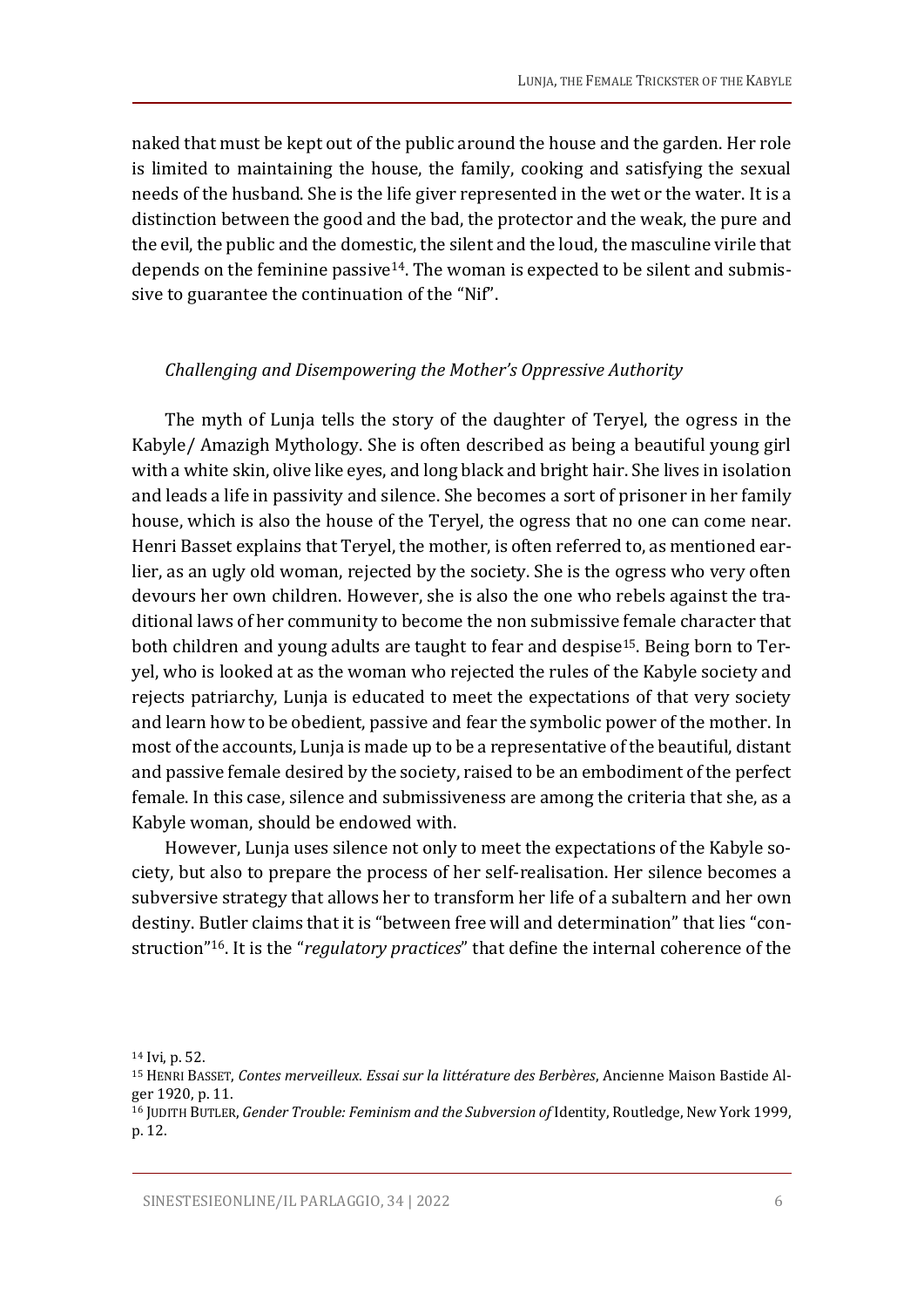naked that must be kept out of the public around the house and the garden. Her role is limited to maintaining the house, the family, cooking and satisfying the sexual needs of the husband. She is the life giver represented in the wet or the water. It is a distinction between the good and the bad, the protector and the weak, the pure and the evil, the public and the domestic, the silent and the loud, the masculine virile that depends on the feminine passive[14]. The woman is expected to be silent and submissive to guarantee the continuation of the "Nif".

### *Challenging and Disempowering the Mother's Oppressive Authority*

The myth of Lunja tells the story of the daughter of Teryel, the ogress in the Kabyle/ Amazigh Mythology. She is often described as being a beautiful young girl with a white skin, olive like eyes, and long black and bright hair. She lives in isolation and leads a life in passivity and silence. She becomes a sort of prisoner in her family house, which is also the house of the Teryel, the ogress that no one can come near. Henri Basset explains that Teryel, the mother, is often referred to, as mentioned earlier, as an ugly old woman, rejected by the society. She is the ogress who very often devours her own children. However, she is also the one who rebels against the traditional laws of her community to become the non submissive female character that both children and young adults are taught to fear and despise[15]. Being born to Teryel, who is looked at as the woman who rejected the rules of the Kabyle society and rejects patriarchy, Lunja is educated to meet the expectations of that very society and learn how to be obedient, passive and fear the symbolic power of the mother. In most of the accounts, Lunja is made up to be a representative of the beautiful, distant and passive female desired by the society, raised to be an embodiment of the perfect female. In this case, silence and submissiveness are among the criteria that she, as a Kabyle woman, should be endowed with.

However, Lunja uses silence not only to meet the expectations of the Kabyle society, but also to prepare the process of her self-realisation. Her silence becomes a subversive strategy that allows her to transform her life of a subaltern and her own destiny. Butler claims that it is "between free will and determination" that lies "construction"[16]. It is the "*regulatory practices*" that define the internal coherence of the

---

[14] Ivi, p. 52.

[15] HENRI BASSET, *Contes merveilleux. Essai sur la littérature des Berbères*, Ancienne Maison Bastide Alger 1920, p. 11.

[16] JUDITH BUTLER, *Gender Trouble: Feminism and the Subversion of* Identity, Routledge, New York 1999, p. 12.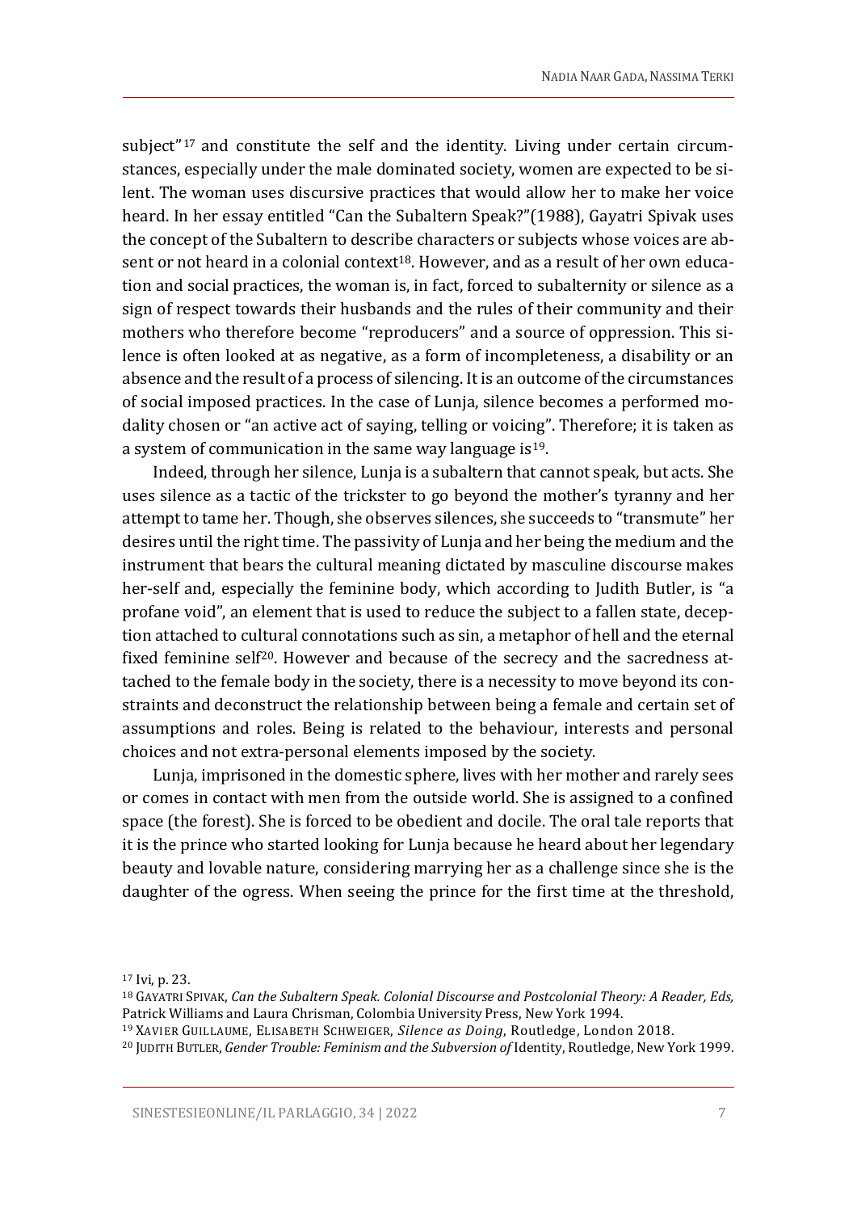subject"[17] and constitute the self and the identity. Living under certain circumstances, especially under the male dominated society, women are expected to be silent. The woman uses discursive practices that would allow her to make her voice heard. In her essay entitled "Can the Subaltern Speak?"(1988), Gayatri Spivak uses the concept of the Subaltern to describe characters or subjects whose voices are absent or not heard in a colonial context[18]. However, and as a result of her own education and social practices, the woman is, in fact, forced to subalternity or silence as a sign of respect towards their husbands and the rules of their community and their mothers who therefore become "reproducers" and a source of oppression. This silence is often looked at as negative, as a form of incompleteness, a disability or an absence and the result of a process of silencing. It is an outcome of the circumstances of social imposed practices. In the case of Lunja, silence becomes a performed modality chosen or "an active act of saying, telling or voicing". Therefore; it is taken as a system of communication in the same way language is[19].

Indeed, through her silence, Lunja is a subaltern that cannot speak, but acts. She uses silence as a tactic of the trickster to go beyond the mother's tyranny and her attempt to tame her. Though, she observes silences, she succeeds to "transmute" her desires until the right time. The passivity of Lunja and her being the medium and the instrument that bears the cultural meaning dictated by masculine discourse makes her-self and, especially the feminine body, which according to Judith Butler, is "a profane void", an element that is used to reduce the subject to a fallen state, deception attached to cultural connotations such as sin, a metaphor of hell and the eternal fixed feminine self[20]. However and because of the secrecy and the sacredness attached to the female body in the society, there is a necessity to move beyond its constraints and deconstruct the relationship between being a female and certain set of assumptions and roles. Being is related to the behaviour, interests and personal choices and not extra-personal elements imposed by the society.

Lunja, imprisoned in the domestic sphere, lives with her mother and rarely sees or comes in contact with men from the outside world. She is assigned to a confined space (the forest). She is forced to be obedient and docile. The oral tale reports that it is the prince who started looking for Lunja because he heard about her legendary beauty and lovable nature, considering marrying her as a challenge since she is the daughter of the ogress. When seeing the prince for the first time at the threshold,

---

[17] Ivi, p. 23.

[18] Gayatri Spivak, *Can the Subaltern Speak. Colonial Discourse and Postcolonial Theory: A Reader, Eds,* Patrick Williams and Laura Chrisman, Colombia University Press, New York 1994.

[19] Xavier Guillaume, Elisabeth Schweiger, *Silence as Doing*, Routledge, London 2018.

[20] Judith Butler, *Gender Trouble: Feminism and the Subversion of* Identity, Routledge, New York 1999.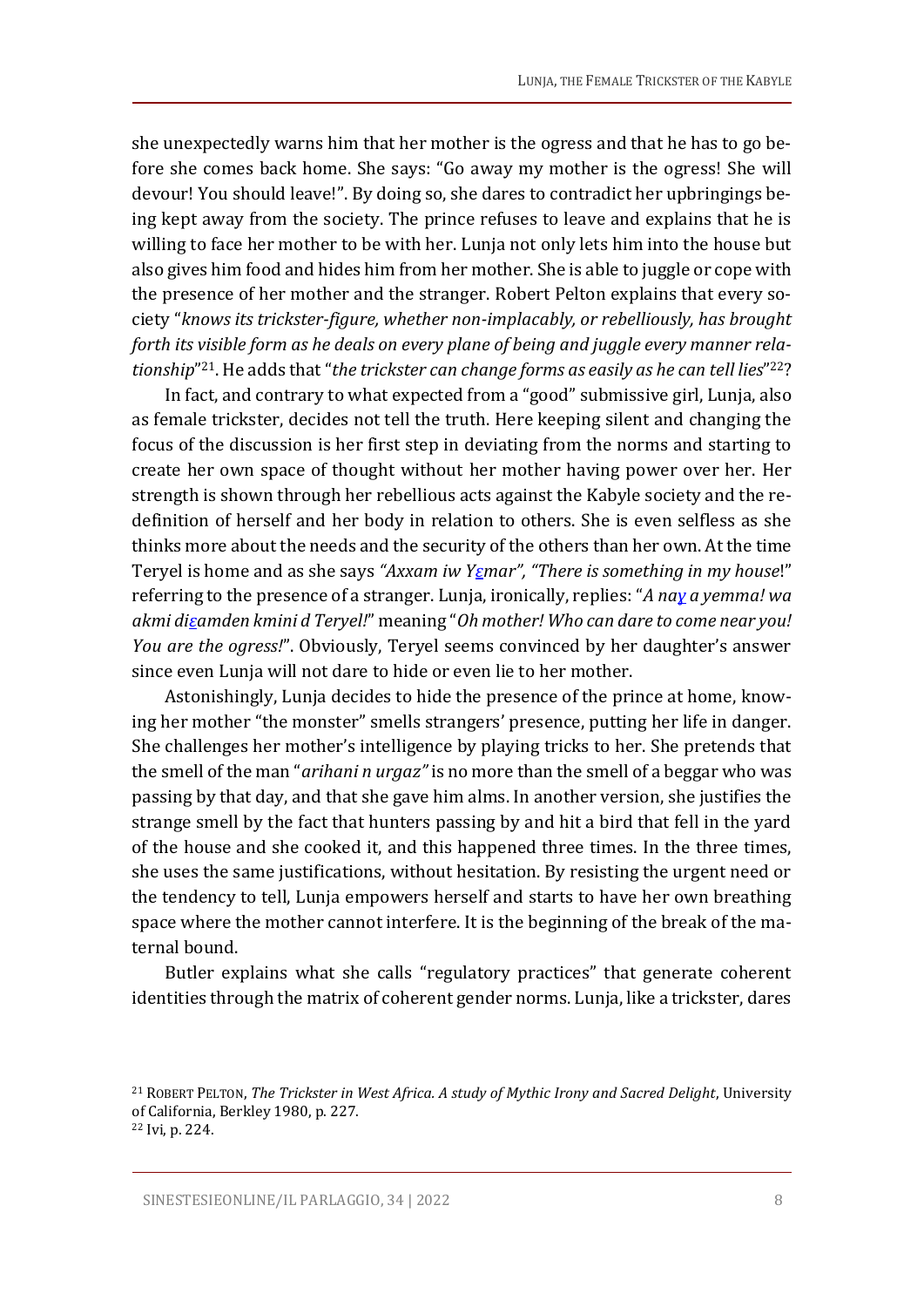she unexpectedly warns him that her mother is the ogress and that he has to go before she comes back home. She says: "Go away my mother is the ogress! She will devour! You should leave!". By doing so, she dares to contradict her upbringings being kept away from the society. The prince refuses to leave and explains that he is willing to face her mother to be with her. Lunja not only lets him into the house but also gives him food and hides him from her mother. She is able to juggle or cope with the presence of her mother and the stranger. Robert Pelton explains that every society "*knows its trickster-figure, whether non-implacably, or rebelliously, has brought forth its visible form as he deals on every plane of being and juggle every manner relationship*"[21]. He adds that "*the trickster can change forms as easily as he can tell lies*"[22]?

In fact, and contrary to what expected from a "good" submissive girl, Lunja, also as female trickster, decides not tell the truth. Here keeping silent and changing the focus of the discussion is her first step in deviating from the norms and starting to create her own space of thought without her mother having power over her. Her strength is shown through her rebellious acts against the Kabyle society and the redefinition of herself and her body in relation to others. She is even selfless as she thinks more about the needs and the security of the others than her own. At the time Teryel is home and as she says *"Axxam iw Yεmar", "There is something in my house*!" referring to the presence of a stranger. Lunja, ironically, replies: "*A naɣ a yemma! wa akmi diεamden kmini d Teryel!*" meaning "*Oh mother! Who can dare to come near you! You are the ogress!*". Obviously, Teryel seems convinced by her daughter's answer since even Lunja will not dare to hide or even lie to her mother.

Astonishingly, Lunja decides to hide the presence of the prince at home, knowing her mother "the monster" smells strangers' presence, putting her life in danger. She challenges her mother's intelligence by playing tricks to her. She pretends that the smell of the man "*arihani n urgaz"* is no more than the smell of a beggar who was passing by that day, and that she gave him alms. In another version, she justifies the strange smell by the fact that hunters passing by and hit a bird that fell in the yard of the house and she cooked it, and this happened three times. In the three times, she uses the same justifications, without hesitation. By resisting the urgent need or the tendency to tell, Lunja empowers herself and starts to have her own breathing space where the mother cannot interfere. It is the beginning of the break of the maternal bound.

Butler explains what she calls "regulatory practices" that generate coherent identities through the matrix of coherent gender norms. Lunja, like a trickster, dares

---

[21] ROBERT PELTON, *The Trickster in West Africa. A study of Mythic Irony and Sacred Delight*, University of California, Berkley 1980, p. 227.

[22] Ivi, p. 224.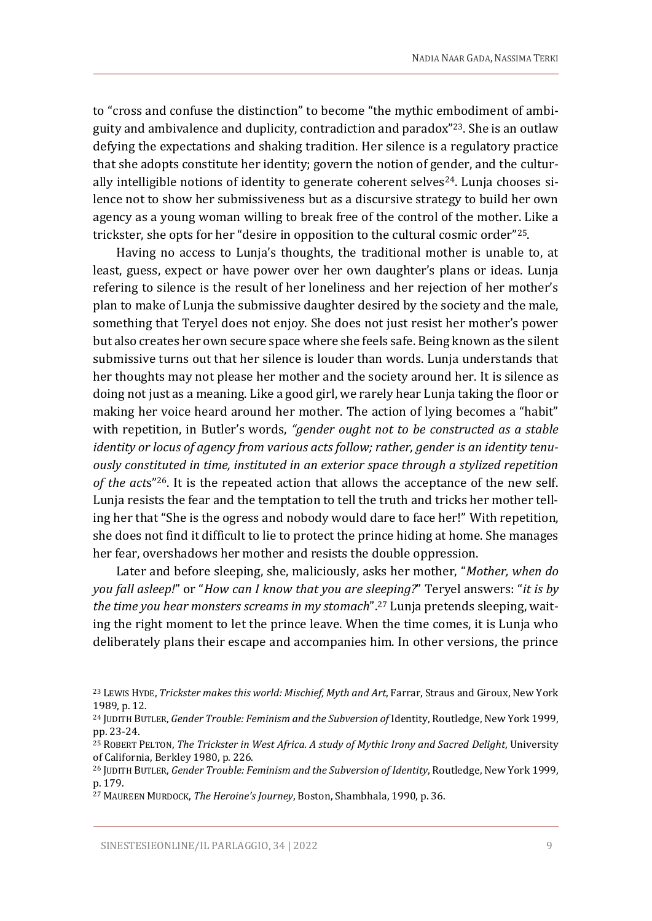to "cross and confuse the distinction" to become "the mythic embodiment of ambiguity and ambivalence and duplicity, contradiction and paradox"[23]. She is an outlaw defying the expectations and shaking tradition. Her silence is a regulatory practice that she adopts constitute her identity; govern the notion of gender, and the culturally intelligible notions of identity to generate coherent selves[24]. Lunja chooses silence not to show her submissiveness but as a discursive strategy to build her own agency as a young woman willing to break free of the control of the mother. Like a trickster, she opts for her "desire in opposition to the cultural cosmic order"[25].

Having no access to Lunja's thoughts, the traditional mother is unable to, at least, guess, expect or have power over her own daughter's plans or ideas. Lunja refering to silence is the result of her loneliness and her rejection of her mother's plan to make of Lunja the submissive daughter desired by the society and the male, something that Teryel does not enjoy. She does not just resist her mother's power but also creates her own secure space where she feels safe. Being known as the silent submissive turns out that her silence is louder than words. Lunja understands that her thoughts may not please her mother and the society around her. It is silence as doing not just as a meaning. Like a good girl, we rarely hear Lunja taking the floor or making her voice heard around her mother. The action of lying becomes a "habit" with repetition, in Butler's words, *"gender ought not to be constructed as a stable identity or locus of agency from various acts follow; rather, gender is an identity tenuously constituted in time, instituted in an exterior space through a stylized repetition of the acts*"[26]. It is the repeated action that allows the acceptance of the new self. Lunja resists the fear and the temptation to tell the truth and tricks her mother telling her that "She is the ogress and nobody would dare to face her!" With repetition, she does not find it difficult to lie to protect the prince hiding at home. She manages her fear, overshadows her mother and resists the double oppression.

Later and before sleeping, she, maliciously, asks her mother, "*Mother, when do you fall asleep!*" or "*How can I know that you are sleeping?*" Teryel answers: "*it is by the time you hear monsters screams in my stomach*".[27] Lunja pretends sleeping, waiting the right moment to let the prince leave. When the time comes, it is Lunja who deliberately plans their escape and accompanies him. In other versions, the prince

---

[23] LEWIS HYDE, *Trickster makes this world: Mischief, Myth and Art*, Farrar, Straus and Giroux, New York 1989, p. 12.

[24] JUDITH BUTLER, *Gender Trouble: Feminism and the Subversion of* Identity, Routledge, New York 1999, pp. 23-24.

[25] ROBERT PELTON, *The Trickster in West Africa. A study of Mythic Irony and Sacred Delight*, University of California, Berkley 1980, p. 226.

[26] JUDITH BUTLER, *Gender Trouble: Feminism and the Subversion of Identity*, Routledge, New York 1999, p. 179.

[27] MAUREEN MURDOCK, *The Heroine's Journey*, Boston, Shambhala, 1990, p. 36.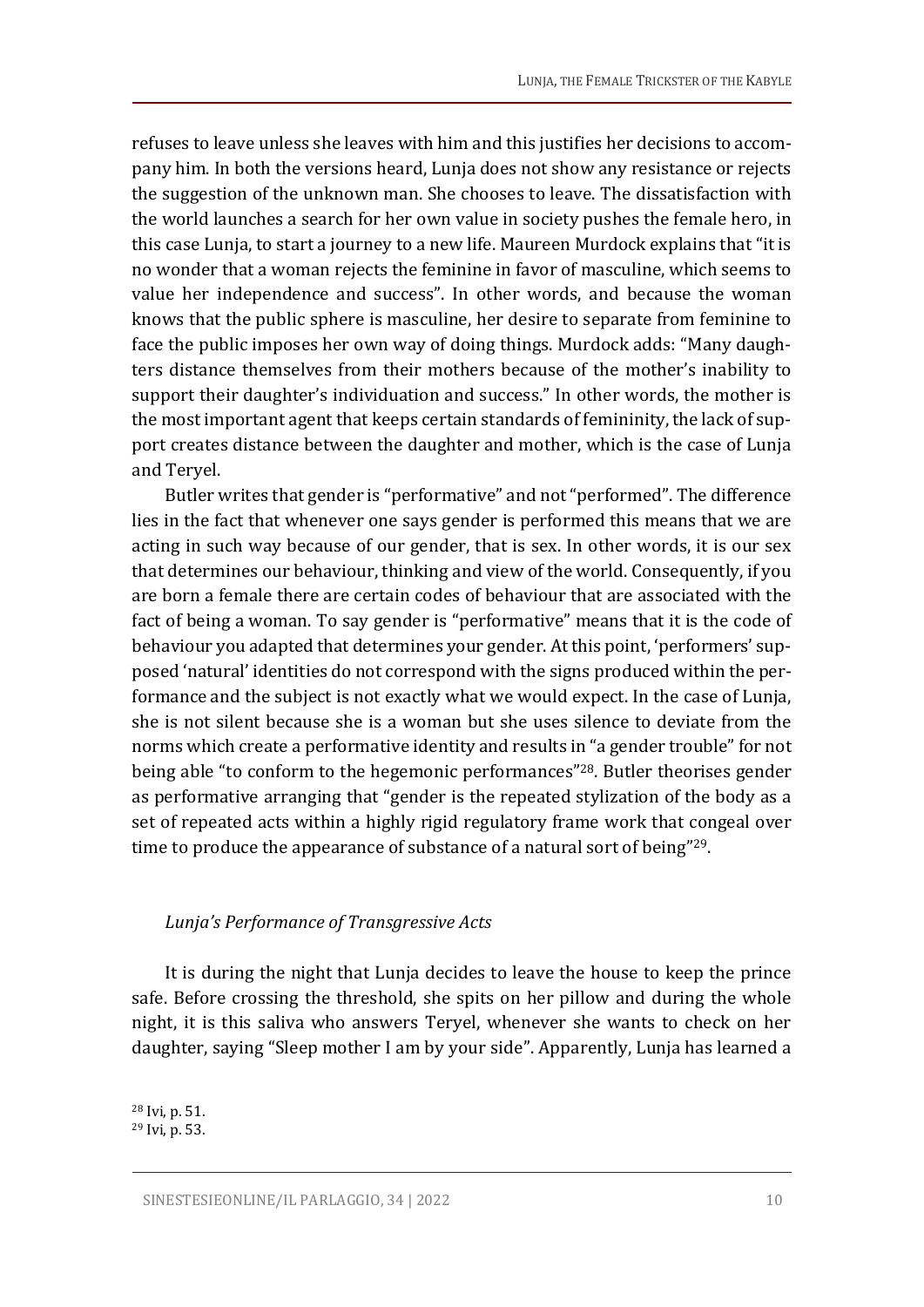refuses to leave unless she leaves with him and this justifies her decisions to accompany him. In both the versions heard, Lunja does not show any resistance or rejects the suggestion of the unknown man. She chooses to leave. The dissatisfaction with the world launches a search for her own value in society pushes the female hero, in this case Lunja, to start a journey to a new life. Maureen Murdock explains that "it is no wonder that a woman rejects the feminine in favor of masculine, which seems to value her independence and success". In other words, and because the woman knows that the public sphere is masculine, her desire to separate from feminine to face the public imposes her own way of doing things. Murdock adds: "Many daughters distance themselves from their mothers because of the mother's inability to support their daughter's individuation and success." In other words, the mother is the most important agent that keeps certain standards of femininity, the lack of support creates distance between the daughter and mother, which is the case of Lunja and Teryel.

Butler writes that gender is "performative" and not "performed". The difference lies in the fact that whenever one says gender is performed this means that we are acting in such way because of our gender, that is sex. In other words, it is our sex that determines our behaviour, thinking and view of the world. Consequently, if you are born a female there are certain codes of behaviour that are associated with the fact of being a woman. To say gender is "performative" means that it is the code of behaviour you adapted that determines your gender. At this point, 'performers' supposed 'natural' identities do not correspond with the signs produced within the performance and the subject is not exactly what we would expect. In the case of Lunja, she is not silent because she is a woman but she uses silence to deviate from the norms which create a performative identity and results in "a gender trouble" for not being able "to conform to the hegemonic performances"[28]. Butler theorises gender as performative arranging that "gender is the repeated stylization of the body as a set of repeated acts within a highly rigid regulatory frame work that congeal over time to produce the appearance of substance of a natural sort of being"[29].

### *Lunja's Performance of Transgressive Acts*

It is during the night that Lunja decides to leave the house to keep the prince safe. Before crossing the threshold, she spits on her pillow and during the whole night, it is this saliva who answers Teryel, whenever she wants to check on her daughter, saying "Sleep mother I am by your side". Apparently, Lunja has learned a

[28] Ivi, p. 51.
[29] Ivi, p. 53.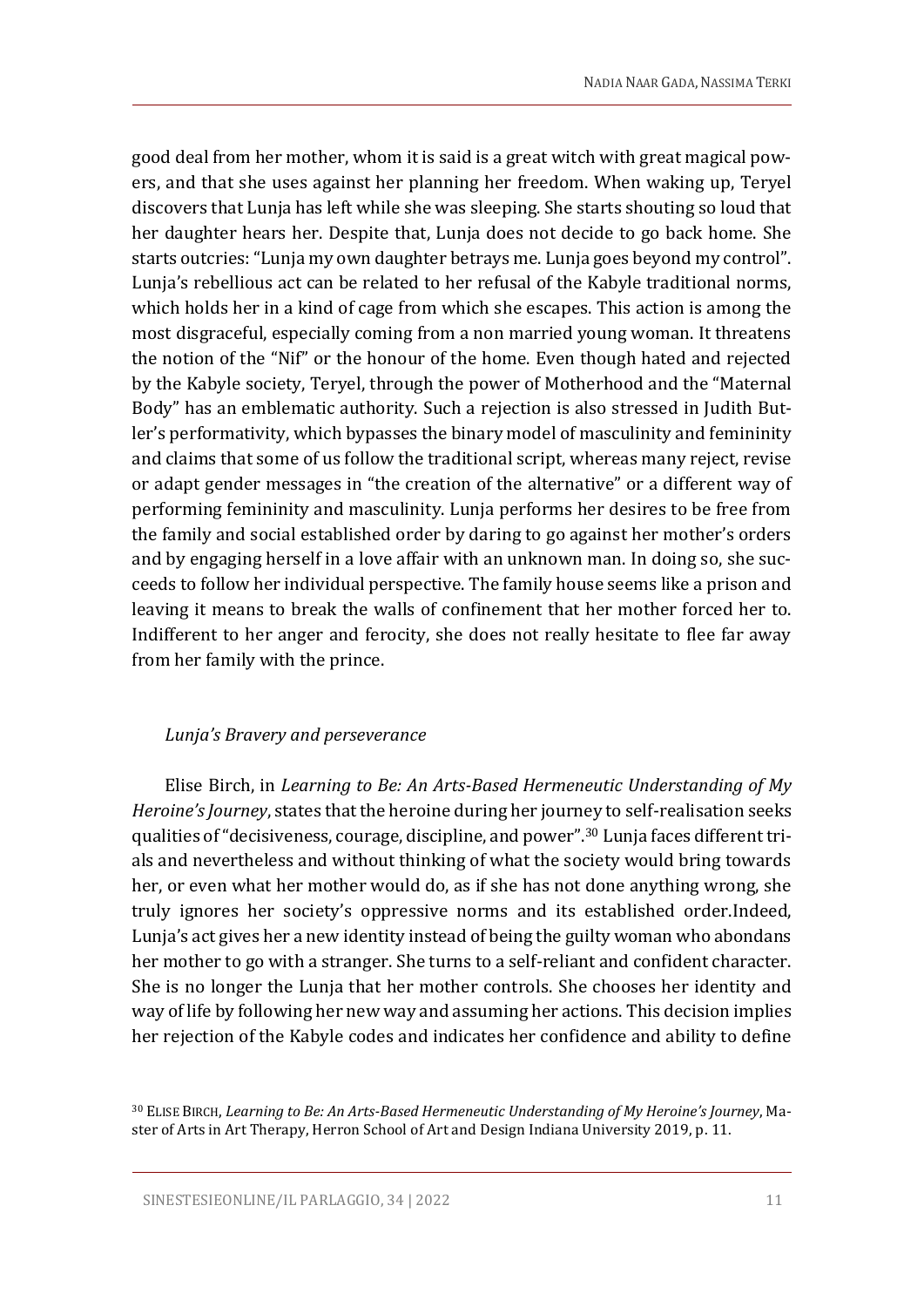good deal from her mother, whom it is said is a great witch with great magical powers, and that she uses against her planning her freedom. When waking up, Teryel discovers that Lunja has left while she was sleeping. She starts shouting so loud that her daughter hears her. Despite that, Lunja does not decide to go back home. She starts outcries: "Lunja my own daughter betrays me. Lunja goes beyond my control". Lunja's rebellious act can be related to her refusal of the Kabyle traditional norms, which holds her in a kind of cage from which she escapes. This action is among the most disgraceful, especially coming from a non married young woman. It threatens the notion of the "Nif" or the honour of the home. Even though hated and rejected by the Kabyle society, Teryel, through the power of Motherhood and the "Maternal Body" has an emblematic authority. Such a rejection is also stressed in Judith Butler's performativity, which bypasses the binary model of masculinity and femininity and claims that some of us follow the traditional script, whereas many reject, revise or adapt gender messages in "the creation of the alternative" or a different way of performing femininity and masculinity. Lunja performs her desires to be free from the family and social established order by daring to go against her mother's orders and by engaging herself in a love affair with an unknown man. In doing so, she succeeds to follow her individual perspective. The family house seems like a prison and leaving it means to break the walls of confinement that her mother forced her to. Indifferent to her anger and ferocity, she does not really hesitate to flee far away from her family with the prince.

*Lunja's Bravery and perseverance*

Elise Birch, in *Learning to Be: An Arts-Based Hermeneutic Understanding of My Heroine's Journey*, states that the heroine during her journey to self-realisation seeks qualities of "decisiveness, courage, discipline, and power".[30] Lunja faces different trials and nevertheless and without thinking of what the society would bring towards her, or even what her mother would do, as if she has not done anything wrong, she truly ignores her society's oppressive norms and its established order.Indeed, Lunja's act gives her a new identity instead of being the guilty woman who abondans her mother to go with a stranger. She turns to a self-reliant and confident character. She is no longer the Lunja that her mother controls. She chooses her identity and way of life by following her new way and assuming her actions. This decision implies her rejection of the Kabyle codes and indicates her confidence and ability to define

[30] ELISE BIRCH, *Learning to Be: An Arts-Based Hermeneutic Understanding of My Heroine's Journey*, Master of Arts in Art Therapy, Herron School of Art and Design Indiana University 2019, p. 11.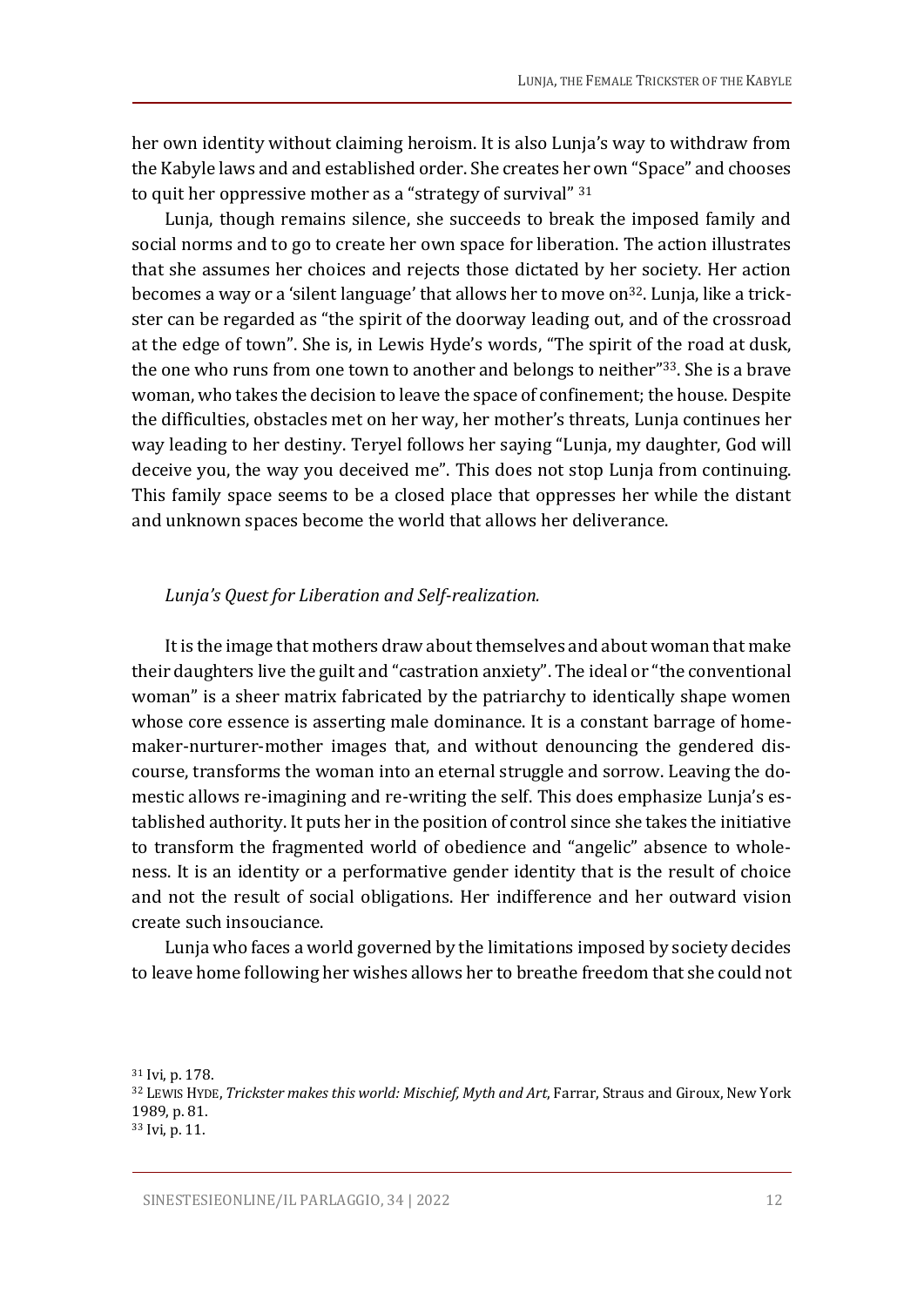her own identity without claiming heroism. It is also Lunja's way to withdraw from the Kabyle laws and and established order. She creates her own "Space" and chooses to quit her oppressive mother as a "strategy of survival" [31]

Lunja, though remains silence, she succeeds to break the imposed family and social norms and to go to create her own space for liberation. The action illustrates that she assumes her choices and rejects those dictated by her society. Her action becomes a way or a 'silent language' that allows her to move on[32]. Lunja, like a trickster can be regarded as "the spirit of the doorway leading out, and of the crossroad at the edge of town". She is, in Lewis Hyde's words, "The spirit of the road at dusk, the one who runs from one town to another and belongs to neither"[33]. She is a brave woman, who takes the decision to leave the space of confinement; the house. Despite the difficulties, obstacles met on her way, her mother's threats, Lunja continues her way leading to her destiny. Teryel follows her saying "Lunja, my daughter, God will deceive you, the way you deceived me". This does not stop Lunja from continuing. This family space seems to be a closed place that oppresses her while the distant and unknown spaces become the world that allows her deliverance.

*Lunja's Quest for Liberation and Self-realization.*

It is the image that mothers draw about themselves and about woman that make their daughters live the guilt and "castration anxiety". The ideal or "the conventional woman" is a sheer matrix fabricated by the patriarchy to identically shape women whose core essence is asserting male dominance. It is a constant barrage of homemaker-nurturer-mother images that, and without denouncing the gendered discourse, transforms the woman into an eternal struggle and sorrow. Leaving the domestic allows re-imagining and re-writing the self. This does emphasize Lunja's established authority. It puts her in the position of control since she takes the initiative to transform the fragmented world of obedience and "angelic" absence to wholeness. It is an identity or a performative gender identity that is the result of choice and not the result of social obligations. Her indifference and her outward vision create such insouciance.

Lunja who faces a world governed by the limitations imposed by society decides to leave home following her wishes allows her to breathe freedom that she could not

[31] Ivi, p. 178.

[32] Lewis Hyde, *Trickster makes this world: Mischief, Myth and Art*, Farrar, Straus and Giroux, New York 1989, p. 81.

[33] Ivi, p. 11.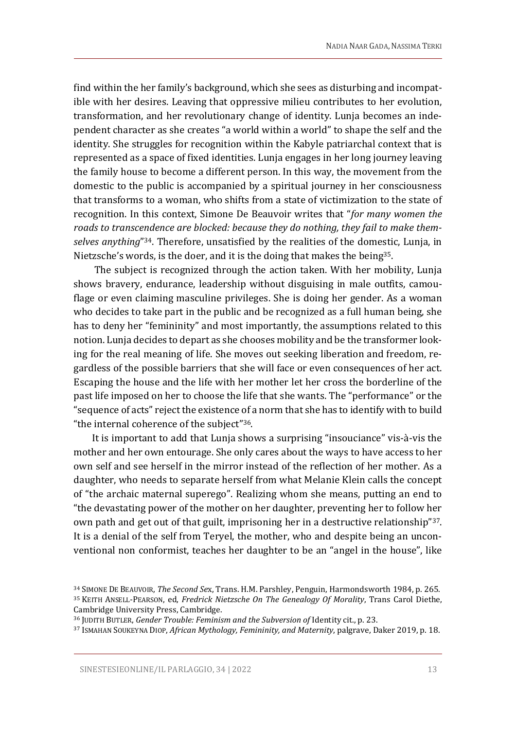find within the her family's background, which she sees as disturbing and incompatible with her desires. Leaving that oppressive milieu contributes to her evolution, transformation, and her revolutionary change of identity. Lunja becomes an independent character as she creates "a world within a world" to shape the self and the identity. She struggles for recognition within the Kabyle patriarchal context that is represented as a space of fixed identities. Lunja engages in her long journey leaving the family house to become a different person. In this way, the movement from the domestic to the public is accompanied by a spiritual journey in her consciousness that transforms to a woman, who shifts from a state of victimization to the state of recognition. In this context, Simone De Beauvoir writes that "*for many women the roads to transcendence are blocked: because they do nothing, they fail to make themselves anything*"[34]. Therefore, unsatisfied by the realities of the domestic, Lunja, in Nietzsche's words, is the doer, and it is the doing that makes the being[35].

The subject is recognized through the action taken. With her mobility, Lunja shows bravery, endurance, leadership without disguising in male outfits, camouflage or even claiming masculine privileges. She is doing her gender. As a woman who decides to take part in the public and be recognized as a full human being, she has to deny her "femininity" and most importantly, the assumptions related to this notion. Lunja decides to depart as she chooses mobility and be the transformer looking for the real meaning of life. She moves out seeking liberation and freedom, regardless of the possible barriers that she will face or even consequences of her act. Escaping the house and the life with her mother let her cross the borderline of the past life imposed on her to choose the life that she wants. The "performance" or the "sequence of acts" reject the existence of a norm that she has to identify with to build "the internal coherence of the subject"[36].

It is important to add that Lunja shows a surprising "insouciance" vis-à-vis the mother and her own entourage. She only cares about the ways to have access to her own self and see herself in the mirror instead of the reflection of her mother. As a daughter, who needs to separate herself from what Melanie Klein calls the concept of "the archaic maternal superego". Realizing whom she means, putting an end to "the devastating power of the mother on her daughter, preventing her to follow her own path and get out of that guilt, imprisoning her in a destructive relationship"[37]. It is a denial of the self from Teryel, the mother, who and despite being an unconventional non conformist, teaches her daughter to be an "angel in the house", like

---

[34] SIMONE DE BEAUVOIR, *The Second Sex*, Trans. H.M. Parshley, Penguin, Harmondsworth 1984, p. 265.

[35] KEITH ANSELL-PEARSON, ed, *Fredrick Nietzsche On The Genealogy Of Morality*, Trans Carol Diethe, Cambridge University Press, Cambridge.

[36] JUDITH BUTLER, *Gender Trouble: Feminism and the Subversion of* Identity cit., p. 23.

[37] ISMAHAN SOUKEYNA DIOP, *African Mythology, Femininity, and Maternity*, palgrave, Daker 2019, p. 18.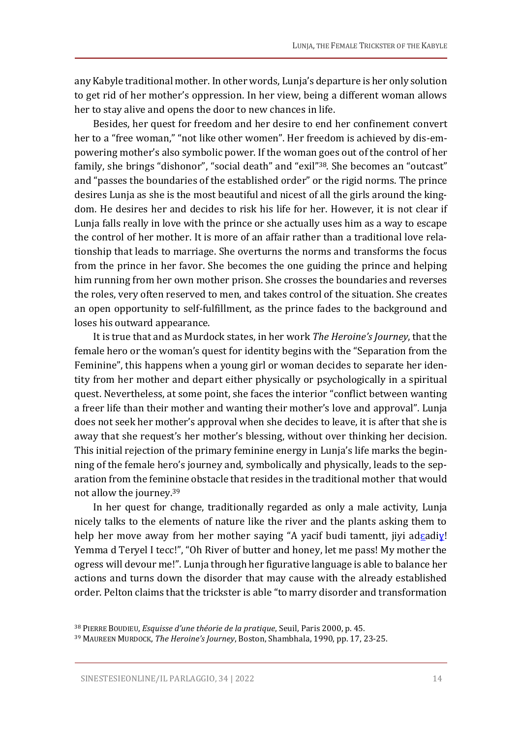any Kabyle traditional mother. In other words, Lunja's departure is her only solution to get rid of her mother's oppression. In her view, being a different woman allows her to stay alive and opens the door to new chances in life.

Besides, her quest for freedom and her desire to end her confinement convert her to a "free woman," "not like other women". Her freedom is achieved by dis-empowering mother's also symbolic power. If the woman goes out of the control of her family, she brings "dishonor", "social death" and "exil"[38]. She becomes an "outcast" and "passes the boundaries of the established order" or the rigid norms. The prince desires Lunja as she is the most beautiful and nicest of all the girls around the kingdom. He desires her and decides to risk his life for her. However, it is not clear if Lunja falls really in love with the prince or she actually uses him as a way to escape the control of her mother. It is more of an affair rather than a traditional love relationship that leads to marriage. She overturns the norms and transforms the focus from the prince in her favor. She becomes the one guiding the prince and helping him running from her own mother prison. She crosses the boundaries and reverses the roles, very often reserved to men, and takes control of the situation. She creates an open opportunity to self-fulfillment, as the prince fades to the background and loses his outward appearance.

It is true that and as Murdock states, in her work *The Heroine's Journey*, that the female hero or the woman's quest for identity begins with the "Separation from the Feminine", this happens when a young girl or woman decides to separate her identity from her mother and depart either physically or psychologically in a spiritual quest. Nevertheless, at some point, she faces the interior "conflict between wanting a freer life than their mother and wanting their mother's love and approval". Lunja does not seek her mother's approval when she decides to leave, it is after that she is away that she request's her mother's blessing, without over thinking her decision. This initial rejection of the primary feminine energy in Lunja's life marks the beginning of the female hero's journey and, symbolically and physically, leads to the separation from the feminine obstacle that resides in the traditional mother that would not allow the journey.[39]

In her quest for change, traditionally regarded as only a male activity, Lunja nicely talks to the elements of nature like the river and the plants asking them to help her move away from her mother saying "A yacif budi tamentt, jiyi adεadiɣ! Yemma d Teryel I tecc!", "Oh River of butter and honey, let me pass! My mother the ogress will devour me!". Lunja through her figurative language is able to balance her actions and turns down the disorder that may cause with the already established order. Pelton claims that the trickster is able "to marry disorder and transformation

[38] Pierre Boudieu, *Esquisse d'une théorie de la pratique*, Seuil, Paris 2000, p. 45.

[39] Maureen Murdock, *The Heroine's Journey*, Boston, Shambhala, 1990, pp. 17, 23-25.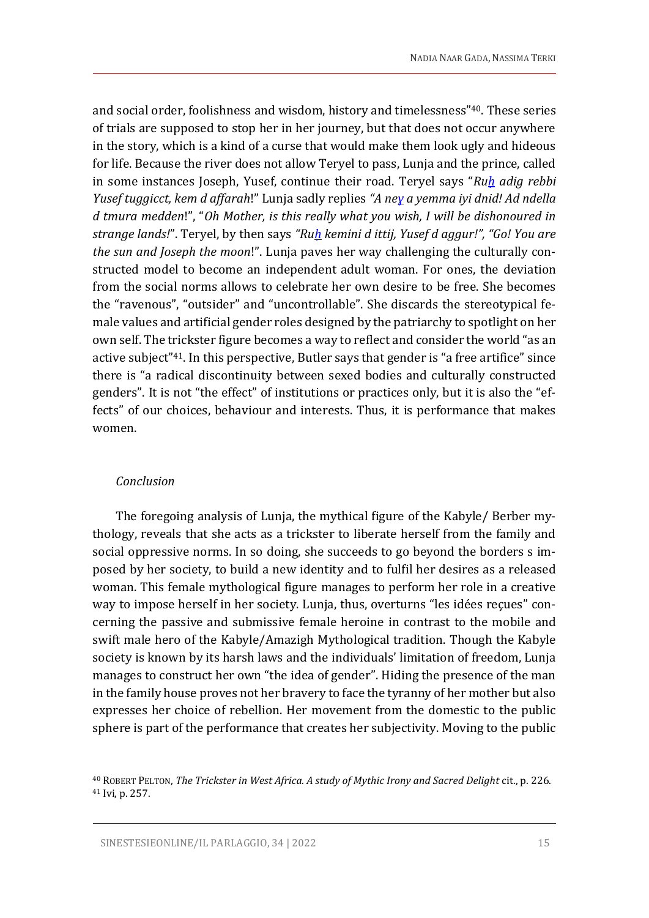and social order, foolishness and wisdom, history and timelessness"[40]. These series of trials are supposed to stop her in her journey, but that does not occur anywhere in the story, which is a kind of a curse that would make them look ugly and hideous for life. Because the river does not allow Teryel to pass, Lunja and the prince, called in some instances Joseph, Yusef, continue their road. Teryel says "*Ruḥ adig rebbi Yusef tuggicct, kem d affarah*!" Lunja sadly replies *"A neɣ a yemma iyi dnid! Ad ndella d tmura medden*!", "*Oh Mother, is this really what you wish, I will be dishonoured in strange lands!*". Teryel, by then says *"Ruḥ kemini d ittij, Yusef d aggur!", "Go! You are the sun and Joseph the moon*!". Lunja paves her way challenging the culturally constructed model to become an independent adult woman. For ones, the deviation from the social norms allows to celebrate her own desire to be free. She becomes the "ravenous", "outsider" and "uncontrollable". She discards the stereotypical female values and artificial gender roles designed by the patriarchy to spotlight on her own self. The trickster figure becomes a way to reflect and consider the world "as an active subject"[41]. In this perspective, Butler says that gender is "a free artifice" since there is "a radical discontinuity between sexed bodies and culturally constructed genders". It is not "the effect" of institutions or practices only, but it is also the "effects" of our choices, behaviour and interests. Thus, it is performance that makes women.

### *Conclusion*

The foregoing analysis of Lunja, the mythical figure of the Kabyle/ Berber mythology, reveals that she acts as a trickster to liberate herself from the family and social oppressive norms. In so doing, she succeeds to go beyond the borders s imposed by her society, to build a new identity and to fulfil her desires as a released woman. This female mythological figure manages to perform her role in a creative way to impose herself in her society. Lunja, thus, overturns "les idées reçues" concerning the passive and submissive female heroine in contrast to the mobile and swift male hero of the Kabyle/Amazigh Mythological tradition. Though the Kabyle society is known by its harsh laws and the individuals' limitation of freedom, Lunja manages to construct her own "the idea of gender". Hiding the presence of the man in the family house proves not her bravery to face the tyranny of her mother but also expresses her choice of rebellion. Her movement from the domestic to the public sphere is part of the performance that creates her subjectivity. Moving to the public

---

[40] ROBERT PELTON, *The Trickster in West Africa. A study of Mythic Irony and Sacred Delight* cit., p. 226.
[41] Ivi, p. 257.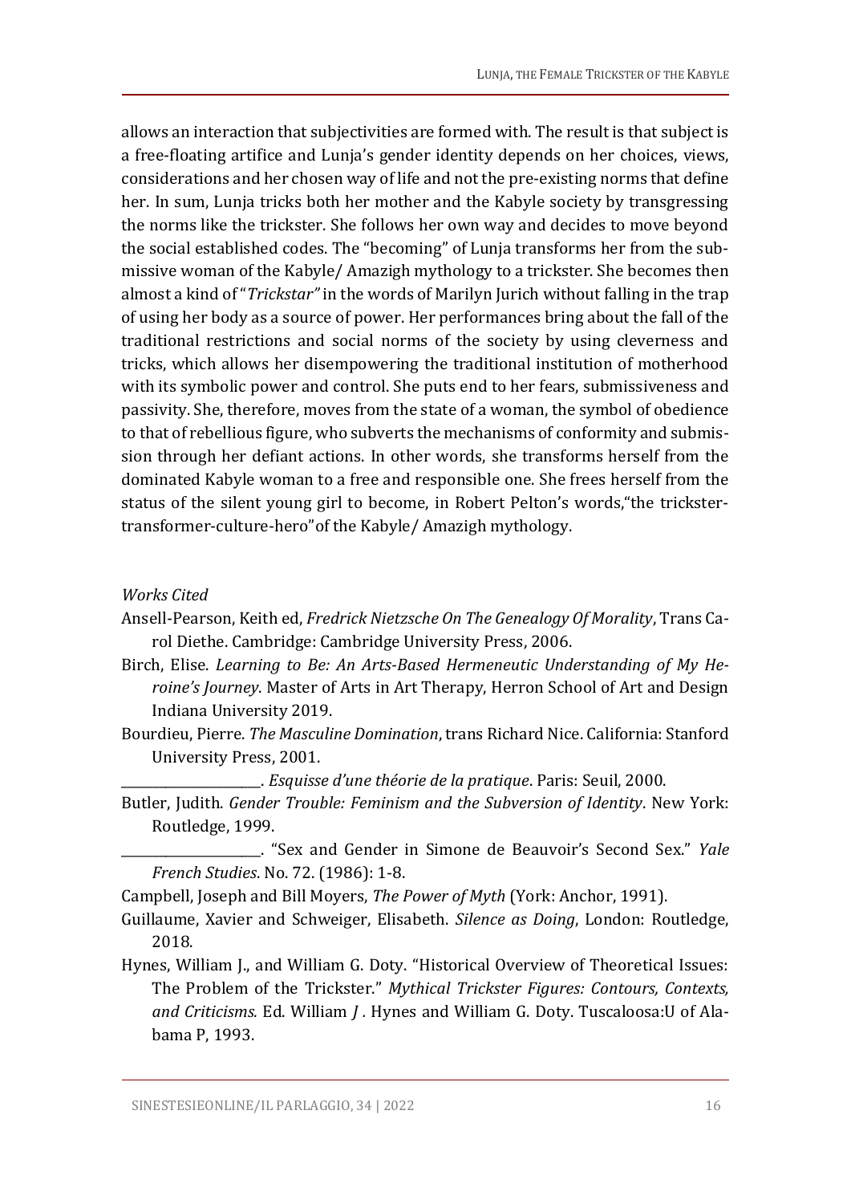allows an interaction that subjectivities are formed with. The result is that subject is a free-floating artifice and Lunja's gender identity depends on her choices, views, considerations and her chosen way of life and not the pre-existing norms that define her. In sum, Lunja tricks both her mother and the Kabyle society by transgressing the norms like the trickster. She follows her own way and decides to move beyond the social established codes. The "becoming" of Lunja transforms her from the submissive woman of the Kabyle/ Amazigh mythology to a trickster. She becomes then almost a kind of "*Trickstar"* in the words of Marilyn Jurich without falling in the trap of using her body as a source of power. Her performances bring about the fall of the traditional restrictions and social norms of the society by using cleverness and tricks, which allows her disempowering the traditional institution of motherhood with its symbolic power and control. She puts end to her fears, submissiveness and passivity. She, therefore, moves from the state of a woman, the symbol of obedience to that of rebellious figure, who subverts the mechanisms of conformity and submission through her defiant actions. In other words, she transforms herself from the dominated Kabyle woman to a free and responsible one. She frees herself from the status of the silent young girl to become, in Robert Pelton's words,"the trickster-transformer-culture-hero"of the Kabyle/ Amazigh mythology.

*Works Cited*

Ansell-Pearson, Keith ed, *Fredrick Nietzsche On The Genealogy Of Morality*, Trans Carol Diethe. Cambridge: Cambridge University Press, 2006.

Birch, Elise. *Learning to Be: An Arts-Based Hermeneutic Understanding of My Heroine's Journey*. Master of Arts in Art Therapy, Herron School of Art and Design Indiana University 2019.

Bourdieu, Pierre. *The Masculine Domination*, trans Richard Nice. California: Stanford University Press, 2001.

\_\_\_\_\_\_\_\_\_\_\_\_\_\_\_\_\_\_\_\_\_. *Esquisse d'une théorie de la pratique*. Paris: Seuil, 2000.

Butler, Judith. *Gender Trouble: Feminism and the Subversion of Identity*. New York: Routledge, 1999.

\_\_\_\_\_\_\_\_\_\_\_\_\_\_\_\_\_\_\_\_\_. "Sex and Gender in Simone de Beauvoir's Second Sex." *Yale French Studies*. No. 72. (1986): 1-8.

Campbell, Joseph and Bill Moyers, *The Power of Myth* (York: Anchor, 1991).

Guillaume, Xavier and Schweiger, Elisabeth. *Silence as Doing*, London: Routledge, 2018.

Hynes, William J., and William G. Doty. "Historical Overview of Theoretical Issues: The Problem of the Trickster." *Mythical Trickster Figures: Contours, Contexts, and Criticisms.* Ed. William *J .* Hynes and William G. Doty. Tuscaloosa:U of Alabama P, 1993.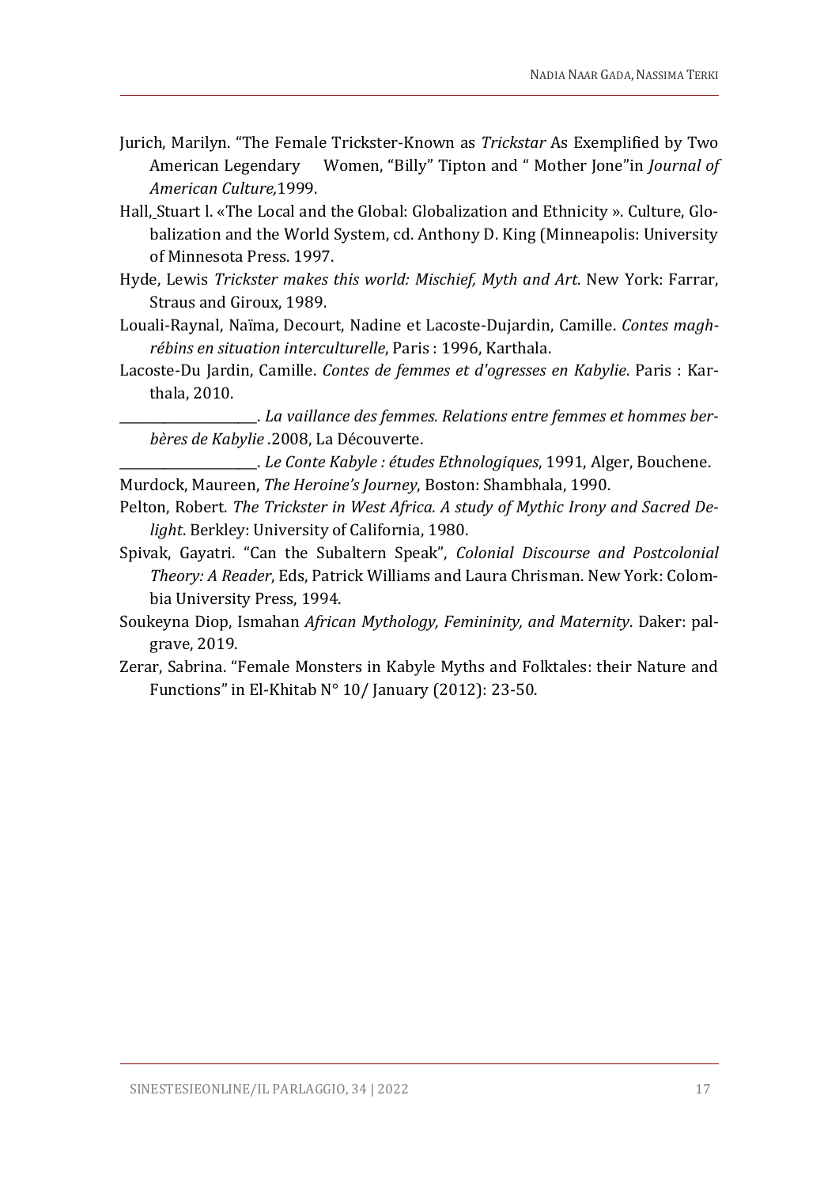Jurich, Marilyn. "The Female Trickster-Known as *Trickstar* As Exemplified by Two American Legendary Women, "Billy" Tipton and " Mother Jone"in *Journal of American Culture,*1999.

Hall, Stuart l. «The Local and the Global: Globalization and Ethnicity ». Culture, Globalization and the World System, cd. Anthony D. King (Minneapolis: University of Minnesota Press. 1997.

Hyde, Lewis *Trickster makes this world: Mischief, Myth and Art*. New York: Farrar, Straus and Giroux, 1989.

Louali-Raynal, Naïma, Decourt, Nadine et Lacoste-Dujardin, Camille. *Contes maghrébins en situation interculturelle*, Paris : 1996, Karthala.

Lacoste-Du Jardin, Camille. *Contes de femmes et d'ogresses en Kabylie*. Paris : Karthala, 2010.

\_\_\_\_\_\_\_\_\_\_\_\_\_\_\_\_\_\_\_\_\_. *La vaillance des femmes. Relations entre femmes et hommes berbères de Kabylie* .2008, La Découverte.

\_\_\_\_\_\_\_\_\_\_\_\_\_\_\_\_\_\_\_\_\_. *Le Conte Kabyle : études Ethnologiques*, 1991, Alger, Bouchene.

Murdock, Maureen, *The Heroine's Journey*, Boston: Shambhala, 1990.

Pelton, Robert. *The Trickster in West Africa. A study of Mythic Irony and Sacred Delight*. Berkley: University of California, 1980.

Spivak, Gayatri. "Can the Subaltern Speak", *Colonial Discourse and Postcolonial Theory: A Reader*, Eds, Patrick Williams and Laura Chrisman. New York: Colombia University Press, 1994.

Soukeyna Diop, Ismahan *African Mythology, Femininity, and Maternity*. Daker: palgrave, 2019.

Zerar, Sabrina. "Female Monsters in Kabyle Myths and Folktales: their Nature and Functions" in El-Khitab N° 10/ January (2012): 23-50.